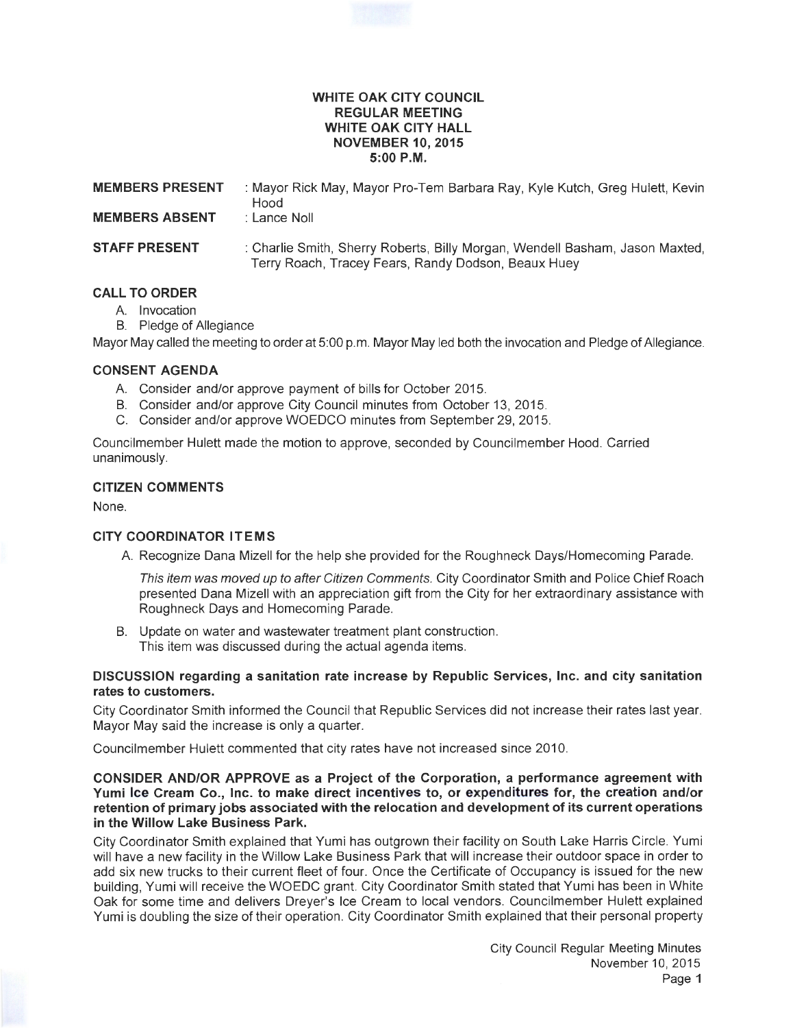# WHITE OAK CITY COUNCIL
## REGULAR MEETING
## WHITE OAK CITY HALL
## NOVEMBER 10, 2015
## 5:00 P.M.

**MEMBERS PRESENT** : Mayor Rick May, Mayor Pro-Tem Barbara Ray, Kyle Kutch, Greg Hulett, Kevin Hood

**MEMBERS ABSENT** : Lance Noll

**STAFF PRESENT** : Charlie Smith, Sherry Roberts, Billy Morgan, Wendell Basham, Jason Maxted, Terry Roach, Tracey Fears, Randy Dodson, Beaux Huey

### CALL TO ORDER

A. Invocation
B. Pledge of Allegiance

Mayor May called the meeting to order at 5:00 p.m. Mayor May led both the invocation and Pledge of Allegiance.

### CONSENT AGENDA

A. Consider and/or approve payment of bills for October 2015.
B. Consider and/or approve City Council minutes from October 13, 2015.
C. Consider and/or approve WOEDCO minutes from September 29, 2015.

Councilmember Hulett made the motion to approve, seconded by Councilmember Hood. Carried unanimously.

### CITIZEN COMMENTS

None.

### CITY COORDINATOR ITEMS

A. Recognize Dana Mizell for the help she provided for the Roughneck Days/Homecoming Parade.

   *This item was moved up to after Citizen Comments.* City Coordinator Smith and Police Chief Roach presented Dana Mizell with an appreciation gift from the City for her extraordinary assistance with Roughneck Days and Homecoming Parade.

B. Update on water and wastewater treatment plant construction.
   This item was discussed during the actual agenda items.

**DISCUSSION regarding a sanitation rate increase by Republic Services, Inc. and city sanitation rates to customers.**

City Coordinator Smith informed the Council that Republic Services did not increase their rates last year. Mayor May said the increase is only a quarter.

Councilmember Hulett commented that city rates have not increased since 2010.

**CONSIDER AND/OR APPROVE as a Project of the Corporation, a performance agreement with Yumi Ice Cream Co., Inc. to make direct incentives to, or expenditures for, the creation and/or retention of primary jobs associated with the relocation and development of its current operations in the Willow Lake Business Park.**

City Coordinator Smith explained that Yumi has outgrown their facility on South Lake Harris Circle. Yumi will have a new facility in the Willow Lake Business Park that will increase their outdoor space in order to add six new trucks to their current fleet of four. Once the Certificate of Occupancy is issued for the new building, Yumi will receive the WOEDC grant. City Coordinator Smith stated that Yumi has been in White Oak for some time and delivers Dreyer's Ice Cream to local vendors. Councilmember Hulett explained Yumi is doubling the size of their operation. City Coordinator Smith explained that their personal property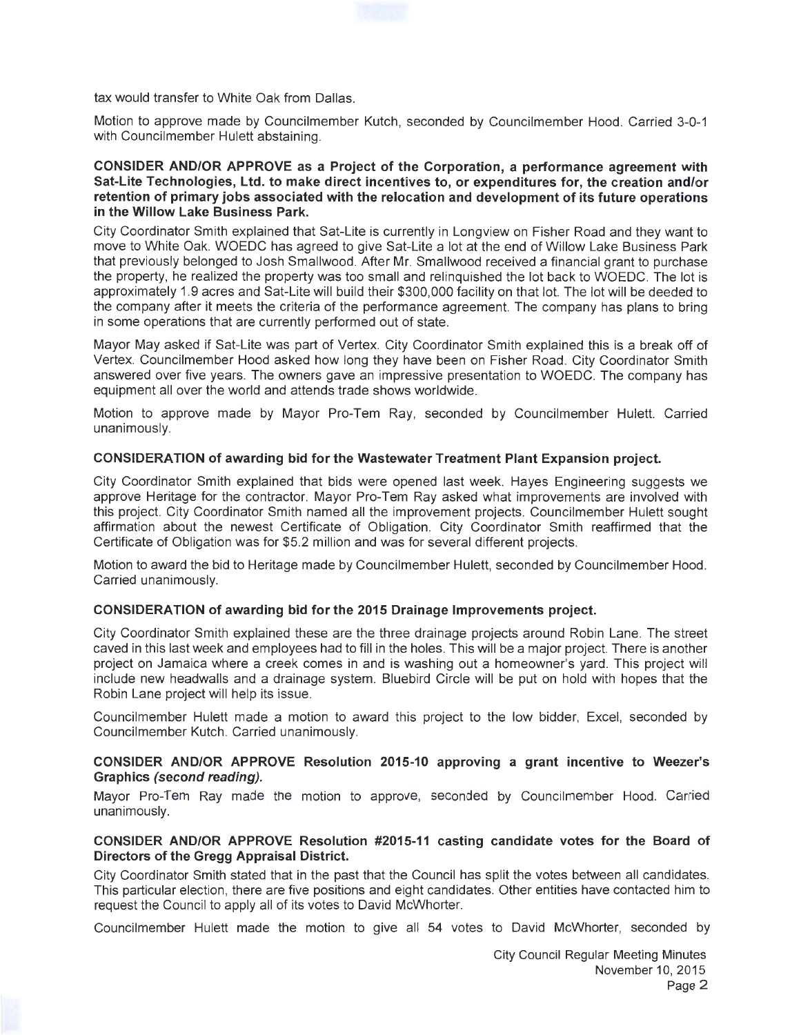tax would transfer to White Oak from Dallas.

Motion to approve made by Councilmember Kutch, seconded by Councilmember Hood. Carried 3-0-1 with Councilmember Hulett abstaining.

**CONSIDER AND/OR APPROVE as a Project of the Corporation, a performance agreement with Sat-Lite Technologies, Ltd. to make direct incentives to, or expenditures for, the creation and/or retention of primary jobs associated with the relocation and development of its future operations in the Willow Lake Business Park.**

City Coordinator Smith explained that Sat-Lite is currently in Longview on Fisher Road and they want to move to White Oak. WOEDC has agreed to give Sat-Lite a lot at the end of Willow Lake Business Park that previously belonged to Josh Smallwood. After Mr. Smallwood received a financial grant to purchase the property, he realized the property was too small and relinquished the lot back to WOEDC. The lot is approximately 1.9 acres and Sat-Lite will build their $300,000 facility on that lot. The lot will be deeded to the company after it meets the criteria of the performance agreement. The company has plans to bring in some operations that are currently performed out of state.

Mayor May asked if Sat-Lite was part of Vertex. City Coordinator Smith explained this is a break off of Vertex. Councilmember Hood asked how long they have been on Fisher Road. City Coordinator Smith answered over five years. The owners gave an impressive presentation to WOEDC. The company has equipment all over the world and attends trade shows worldwide.

Motion to approve made by Mayor Pro-Tem Ray, seconded by Councilmember Hulett. Carried unanimously.

**CONSIDERATION of awarding bid for the Wastewater Treatment Plant Expansion project.**

City Coordinator Smith explained that bids were opened last week. Hayes Engineering suggests we approve Heritage for the contractor. Mayor Pro-Tem Ray asked what improvements are involved with this project. City Coordinator Smith named all the improvement projects. Councilmember Hulett sought affirmation about the newest Certificate of Obligation. City Coordinator Smith reaffirmed that the Certificate of Obligation was for $5.2 million and was for several different projects.

Motion to award the bid to Heritage made by Councilmember Hulett, seconded by Councilmember Hood. Carried unanimously.

**CONSIDERATION of awarding bid for the 2015 Drainage Improvements project.**

City Coordinator Smith explained these are the three drainage projects around Robin Lane. The street caved in this last week and employees had to fill in the holes. This will be a major project. There is another project on Jamaica where a creek comes in and is washing out a homeowner's yard. This project will include new headwalls and a drainage system. Bluebird Circle will be put on hold with hopes that the Robin Lane project will help its issue.

Councilmember Hulett made a motion to award this project to the low bidder, Excel, seconded by Councilmember Kutch. Carried unanimously.

**CONSIDER AND/OR APPROVE Resolution 2015-10 approving a grant incentive to Weezer's Graphics *(second reading).***

Mayor Pro-Tem Ray made the motion to approve, seconded by Councilmember Hood. Carried unanimously.

**CONSIDER AND/OR APPROVE Resolution #2015-11 casting candidate votes for the Board of Directors of the Gregg Appraisal District.**

City Coordinator Smith stated that in the past that the Council has split the votes between all candidates. This particular election, there are five positions and eight candidates. Other entities have contacted him to request the Council to apply all of its votes to David McWhorter.

Councilmember Hulett made the motion to give all 54 votes to David McWhorter, seconded by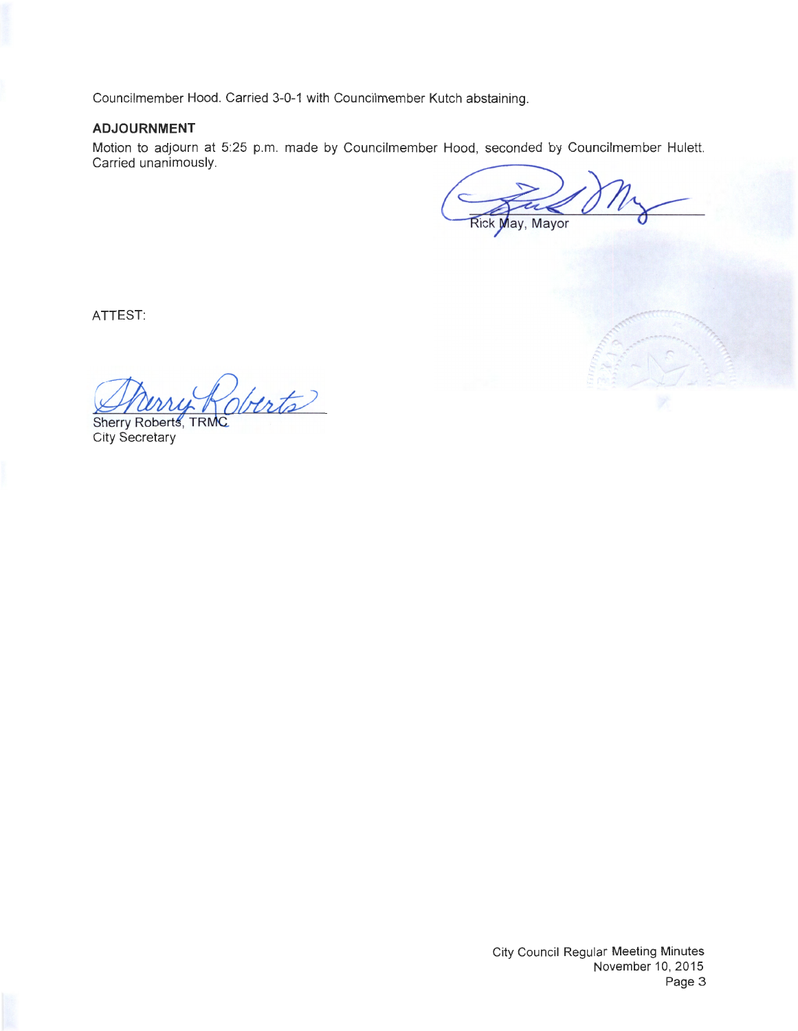Councilmember Hood. Carried 3-0-1 with Councilmember Kutch abstaining.

**ADJOURNMENT**

Motion to adjourn at 5:25 p.m. made by Councilmember Hood, seconded by Councilmember Hulett. Carried unanimously.

Rick May, Mayor

ATTEST:

Sherry Roberts, TRMC
City Secretary

City Council Regular Meeting Minutes
November 10, 2015